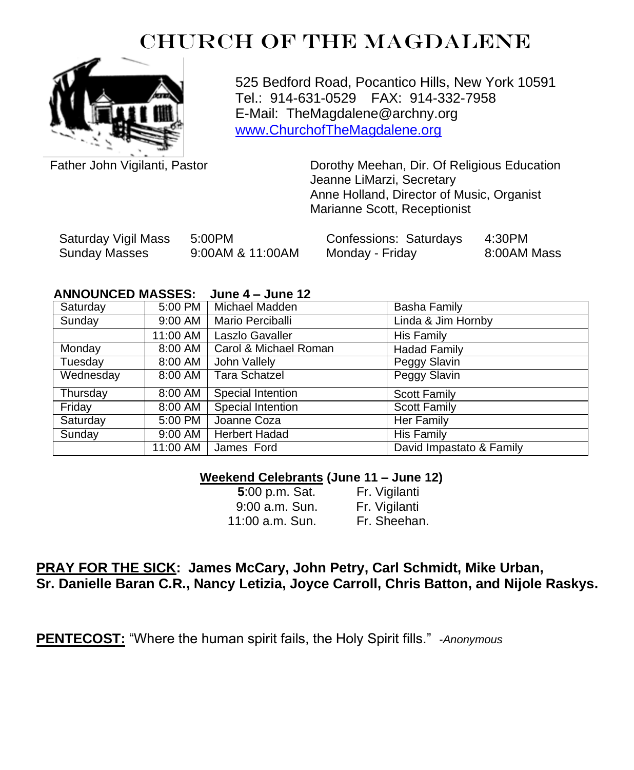# CHURCH OF THE MAGDALENE

525 Bedford Road, Pocantico Hills, New York 10591
Tel.: 914-631-0529 FAX: 914-332-7958
E-Mail: TheMagdalene@archny.org
www.ChurchofTheMagdalene.org

Father John Vigilanti, Pastor

Dorothy Meehan, Dir. Of Religious Education
Jeanne LiMarzi, Secretary
Anne Holland, Director of Music, Organist
Marianne Scott, Receptionist

| | | | |
|---|---|---|---|
| Saturday Vigil Mass | 5:00PM | Confessions: Saturdays | 4:30PM |
| Sunday Masses | 9:00AM & 11:00AM | Monday - Friday | 8:00AM Mass |

**ANNOUNCED MASSES: June 4 – June 12**

| | | | |
|---|---|---|---|
| Saturday | 5:00 PM | Michael Madden | Basha Family |
| Sunday | 9:00 AM | Mario Perciballi | Linda & Jim Hornby |
| | 11:00 AM | Laszlo Gavaller | His Family |
| Monday | 8:00 AM | Carol & Michael Roman | Hadad Family |
| Tuesday | 8:00 AM | John Vallely | Peggy Slavin |
| Wednesday | 8:00 AM | Tara Schatzel | Peggy Slavin |
| Thursday | 8:00 AM | Special Intention | Scott Family |
| Friday | 8:00 AM | Special Intention | Scott Family |
| Saturday | 5:00 PM | Joanne Coza | Her Family |
| Sunday | 9:00 AM | Herbert Hadad | His Family |
| | 11:00 AM | James Ford | David Impastato & Family |

**Weekend Celebrants (June 11 – June 12)**

| | |
|---|---|
| **5**:00 p.m. Sat. | Fr. Vigilanti |
| 9:00 a.m. Sun. | Fr. Vigilanti |
| 11:00 a.m. Sun. | Fr. Sheehan. |

**PRAY FOR THE SICK: James McCary, John Petry, Carl Schmidt, Mike Urban, Sr. Danielle Baran C.R., Nancy Letizia, Joyce Carroll, Chris Batton, and Nijole Raskys.**

**PENTECOST:** "Where the human spirit fails, the Holy Spirit fills." *-Anonymous*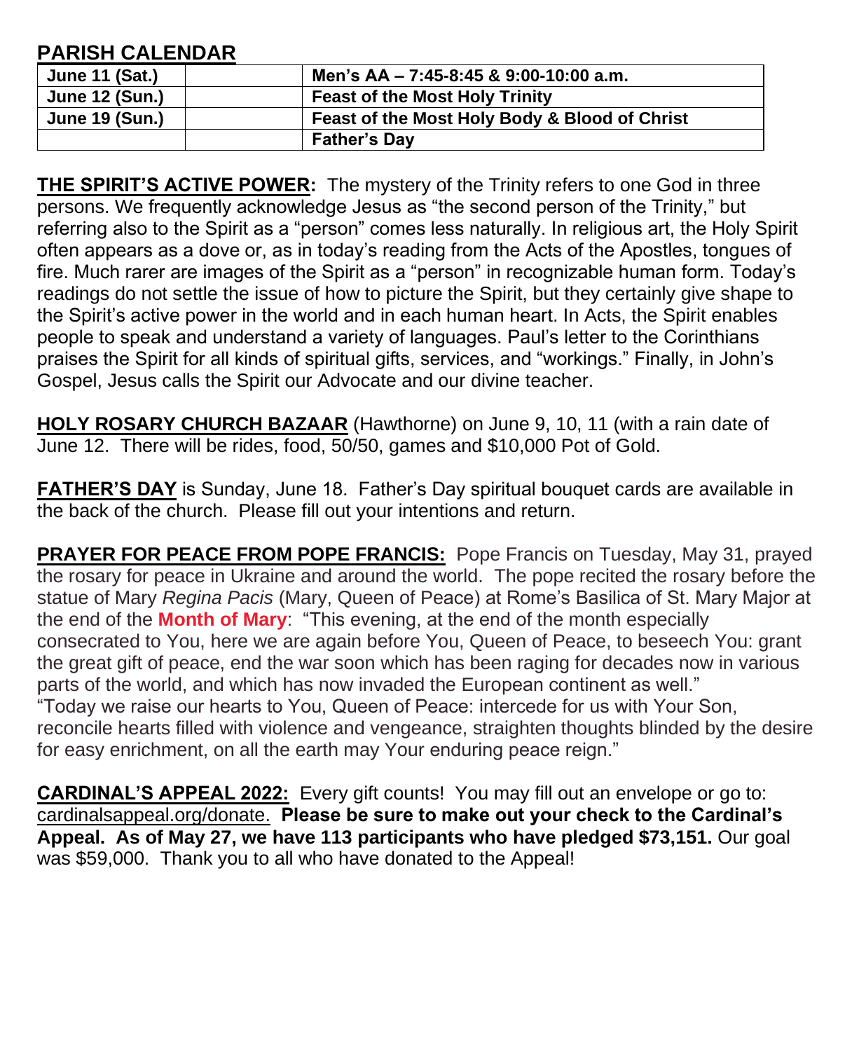## PARISH CALENDAR

| June 11 (Sat.) | | Men's AA – 7:45-8:45 & 9:00-10:00 a.m. |
|---|---|---|
| June 12 (Sun.) | | Feast of the Most Holy Trinity |
| June 19 (Sun.) | | Feast of the Most Holy Body & Blood of Christ |
| | | Father's Day |

**THE SPIRIT'S ACTIVE POWER:** The mystery of the Trinity refers to one God in three persons. We frequently acknowledge Jesus as "the second person of the Trinity," but referring also to the Spirit as a "person" comes less naturally. In religious art, the Holy Spirit often appears as a dove or, as in today's reading from the Acts of the Apostles, tongues of fire. Much rarer are images of the Spirit as a "person" in recognizable human form. Today's readings do not settle the issue of how to picture the Spirit, but they certainly give shape to the Spirit's active power in the world and in each human heart. In Acts, the Spirit enables people to speak and understand a variety of languages. Paul's letter to the Corinthians praises the Spirit for all kinds of spiritual gifts, services, and "workings." Finally, in John's Gospel, Jesus calls the Spirit our Advocate and our divine teacher.

**HOLY ROSARY CHURCH BAZAAR** (Hawthorne) on June 9, 10, 11 (with a rain date of June 12. There will be rides, food, 50/50, games and $10,000 Pot of Gold.

**FATHER'S DAY** is Sunday, June 18. Father's Day spiritual bouquet cards are available in the back of the church. Please fill out your intentions and return.

**PRAYER FOR PEACE FROM POPE FRANCIS:** Pope Francis on Tuesday, May 31, prayed the rosary for peace in Ukraine and around the world. The pope recited the rosary before the statue of Mary *Regina Pacis* (Mary, Queen of Peace) at Rome's Basilica of St. Mary Major at the end of the **Month of Mary**: "This evening, at the end of the month especially consecrated to You, here we are again before You, Queen of Peace, to beseech You: grant the great gift of peace, end the war soon which has been raging for decades now in various parts of the world, and which has now invaded the European continent as well."
"Today we raise our hearts to You, Queen of Peace: intercede for us with Your Son, reconcile hearts filled with violence and vengeance, straighten thoughts blinded by the desire for easy enrichment, on all the earth may Your enduring peace reign."

**CARDINAL'S APPEAL 2022:** Every gift counts! You may fill out an envelope or go to: cardinalsappeal.org/donate. **Please be sure to make out your check to the Cardinal's Appeal. As of May 27, we have 113 participants who have pledged $73,151.** Our goal was $59,000. Thank you to all who have donated to the Appeal!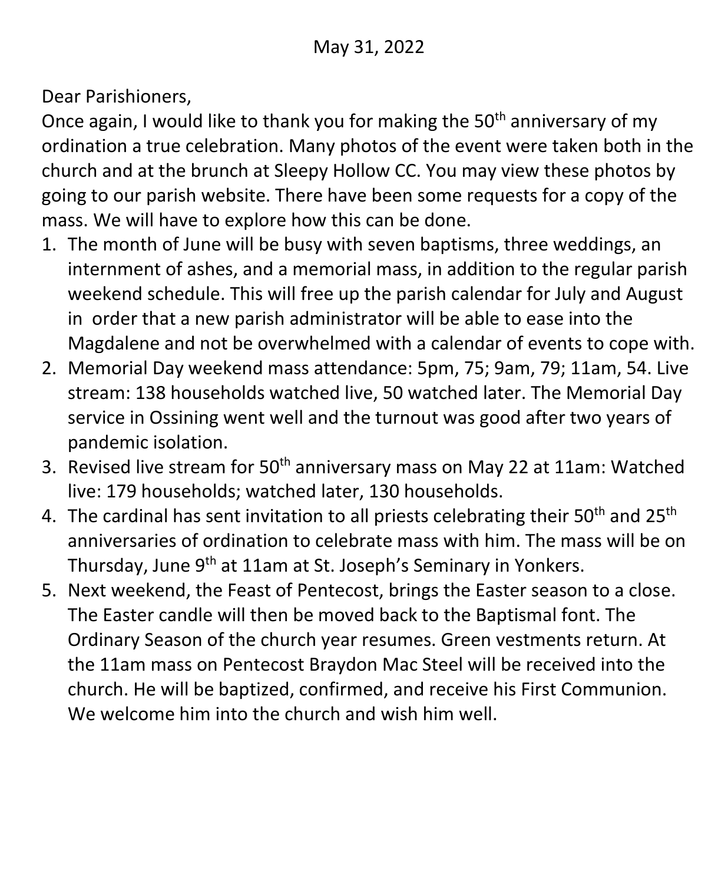May 31, 2022

Dear Parishioners,

Once again, I would like to thank you for making the 50th anniversary of my ordination a true celebration. Many photos of the event were taken both in the church and at the brunch at Sleepy Hollow CC. You may view these photos by going to our parish website. There have been some requests for a copy of the mass. We will have to explore how this can be done.

1. The month of June will be busy with seven baptisms, three weddings, an internment of ashes, and a memorial mass, in addition to the regular parish weekend schedule. This will free up the parish calendar for July and August in order that a new parish administrator will be able to ease into the Magdalene and not be overwhelmed with a calendar of events to cope with.
2. Memorial Day weekend mass attendance: 5pm, 75; 9am, 79; 11am, 54. Live stream: 138 households watched live, 50 watched later. The Memorial Day service in Ossining went well and the turnout was good after two years of pandemic isolation.
3. Revised live stream for 50th anniversary mass on May 22 at 11am: Watched live: 179 households; watched later, 130 households.
4. The cardinal has sent invitation to all priests celebrating their 50th and 25th anniversaries of ordination to celebrate mass with him. The mass will be on Thursday, June 9th at 11am at St. Joseph's Seminary in Yonkers.
5. Next weekend, the Feast of Pentecost, brings the Easter season to a close. The Easter candle will then be moved back to the Baptismal font. The Ordinary Season of the church year resumes. Green vestments return. At the 11am mass on Pentecost Braydon Mac Steel will be received into the church. He will be baptized, confirmed, and receive his First Communion. We welcome him into the church and wish him well.